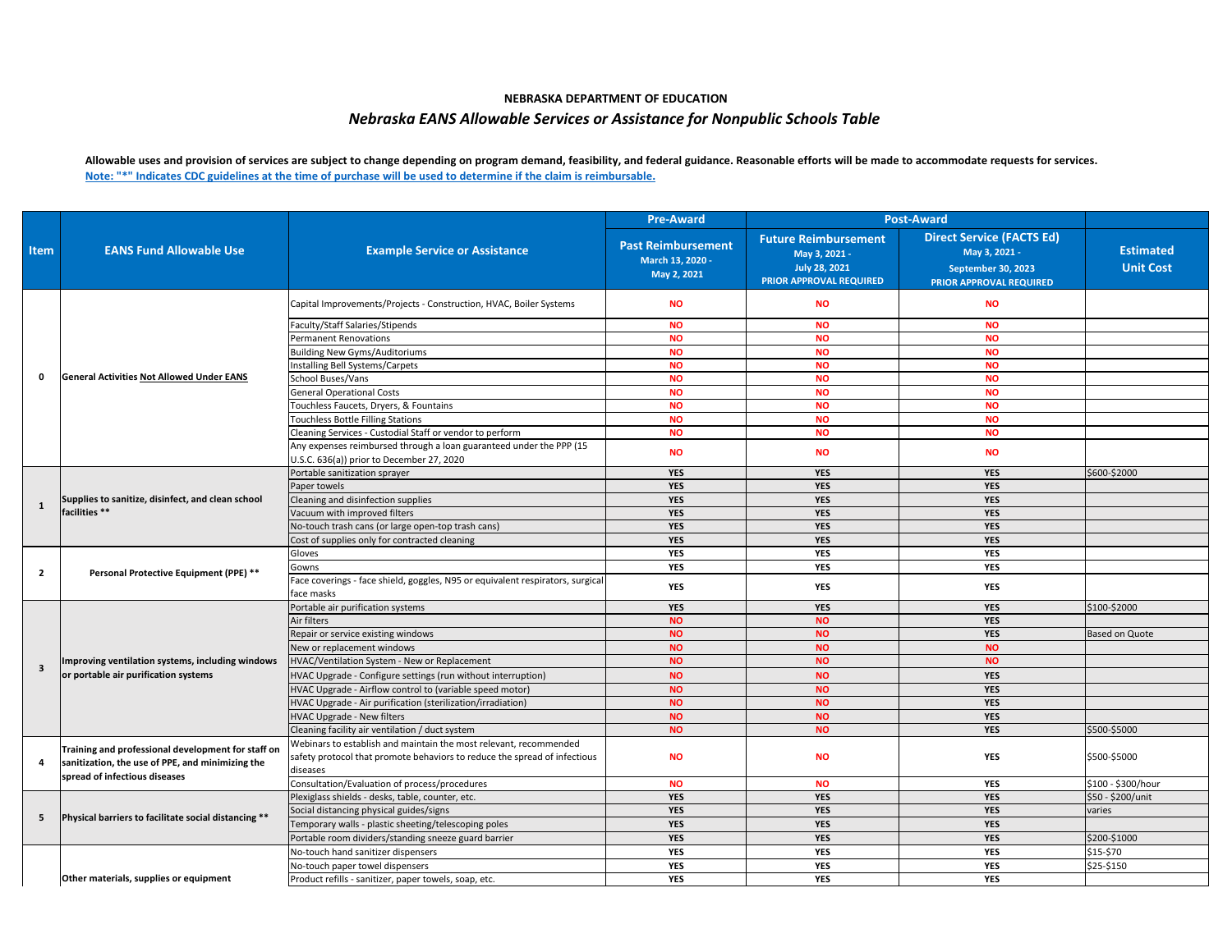**NEBRASKA DEPARTMENT OF EDUCATION**

***Nebraska EANS Allowable Services or Assistance for Nonpublic Schools Table***

**Allowable uses and provision of services are subject to change depending on program demand, feasibility, and federal guidance. Reasonable efforts will be made to accommodate requests for services.**

**Note: "*" Indicates CDC guidelines at the time of purchase will be used to determine if the claim is reimbursable.**

| Item | EANS Fund Allowable Use | Example Service or Assistance | Pre-Award | Post-Award | | Estimated Unit Cost |
|---|---|---|---|---|---|---|
| | | | Past Reimbursement March 13, 2020 - May 2, 2021 | Future Reimbursement May 3, 2021 - July 28, 2021 PRIOR APPROVAL REQUIRED | Direct Service (FACTS Ed) May 3, 2021 - September 30, 2023 PRIOR APPROVAL REQUIRED | |
| 0 | General Activities Not Allowed Under EANS | Capital Improvements/Projects - Construction, HVAC, Boiler Systems | NO | NO | NO | |
| | | Faculty/Staff Salaries/Stipends | NO | NO | NO | |
| | | Permanent Renovations | NO | NO | NO | |
| | | Building New Gyms/Auditoriums | NO | NO | NO | |
| | | Installing Bell Systems/Carpets | NO | NO | NO | |
| | | School Buses/Vans | NO | NO | NO | |
| | | General Operational Costs | NO | NO | NO | |
| | | Touchless Faucets, Dryers, & Fountains | NO | NO | NO | |
| | | Touchless Bottle Filling Stations | NO | NO | NO | |
| | | Cleaning Services - Custodial Staff or vendor to perform | NO | NO | NO | |
| | | Any expenses reimbursed through a loan guaranteed under the PPP (15 U.S.C. 636(a)) prior to December 27, 2020 | NO | NO | NO | |
| 1 | Supplies to sanitize, disinfect, and clean school facilities ** | Portable sanitization sprayer | YES | YES | YES | $600-$2000 |
| | | Paper towels | YES | YES | YES | |
| | | Cleaning and disinfection supplies | YES | YES | YES | |
| | | Vacuum with improved filters | YES | YES | YES | |
| | | No-touch trash cans (or large open-top trash cans) | YES | YES | YES | |
| | | Cost of supplies only for contracted cleaning | YES | YES | YES | |
| 2 | Personal Protective Equipment (PPE) ** | Gloves | YES | YES | YES | |
| | | Gowns | YES | YES | YES | |
| | | Face coverings - face shield, goggles, N95 or equivalent respirators, surgical face masks | YES | YES | YES | |
| 3 | Improving ventilation systems, including windows or portable air purification systems | Portable air purification systems | YES | YES | YES | $100-$2000 |
| | | Air filters | NO | NO | YES | |
| | | Repair or service existing windows | NO | NO | YES | Based on Quote |
| | | New or replacement windows | NO | NO | NO | |
| | | HVAC/Ventilation System - New or Replacement | NO | NO | NO | |
| | | HVAC Upgrade - Configure settings (run without interruption) | NO | NO | YES | |
| | | HVAC Upgrade - Airflow control to (variable speed motor) | NO | NO | YES | |
| | | HVAC Upgrade - Air purification (sterilization/irradiation) | NO | NO | YES | |
| | | HVAC Upgrade - New filters | NO | NO | YES | |
| | | Cleaning facility air ventilation / duct system | NO | NO | YES | $500-$5000 |
| 4 | Training and professional development for staff on sanitization, the use of PPE, and minimizing the spread of infectious diseases | Webinars to establish and maintain the most relevant, recommended safety protocol that promote behaviors to reduce the spread of infectious diseases | NO | NO | YES | $500-$5000 |
| | | Consultation/Evaluation of process/procedures | NO | NO | YES | $100 - $300/hour |
| 5 | Physical barriers to facilitate social distancing ** | Plexiglass shields - desks, table, counter, etc. | YES | YES | YES | $50 - $200/unit |
| | | Social distancing physical guides/signs | YES | YES | YES | varies |
| | | Temporary walls - plastic sheeting/telescoping poles | YES | YES | YES | |
| | | Portable room dividers/standing sneeze guard barrier | YES | YES | YES | $200-$1000 |
| | Other materials, supplies or equipment | No-touch hand sanitizer dispensers | YES | YES | YES | $15-$70 |
| | | No-touch paper towel dispensers | YES | YES | YES | $25-$150 |
| | | Product refills - sanitizer, paper towels, soap, etc. | YES | YES | YES | |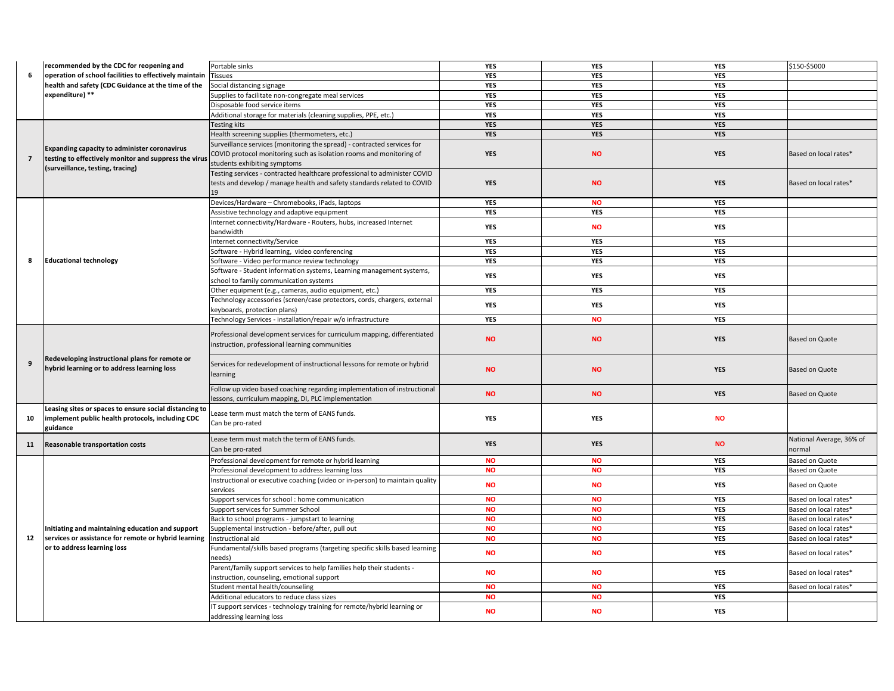| | | | | | | |
|---|---|---|---|---|---|---|
| 6 | recommended by the CDC for reopening and operation of school facilities to effectively maintain health and safety (CDC Guidance at the time of the expenditure) ** | Portable sinks | YES | YES | YES | $150-$5000 |
| | | Tissues | YES | YES | YES | |
| | | Social distancing signage | YES | YES | YES | |
| | | Supplies to facilitate non-congregate meal services | YES | YES | YES | |
| | | Disposable food service items | YES | YES | YES | |
| | | Additional storage for materials (cleaning supplies, PPE, etc.) | YES | YES | YES | |
| 7 | Expanding capacity to administer coronavirus testing to effectively monitor and suppress the virus (surveillance, testing, tracing) | Testing kits | YES | YES | YES | |
| | | Health screening supplies (thermometers, etc.) | YES | YES | YES | |
| | | Surveillance services (monitoring the spread) - contracted services for COVID protocol monitoring such as isolation rooms and monitoring of students exhibiting symptoms | YES | NO | YES | Based on local rates* |
| | | Testing services - contracted healthcare professional to administer COVID tests and develop / manage health and safety standards related to COVID 19 | YES | NO | YES | Based on local rates* |
| 8 | Educational technology | Devices/Hardware – Chromebooks, iPads, laptops | YES | NO | YES | |
| | | Assistive technology and adaptive equipment | YES | YES | YES | |
| | | Internet connectivity/Hardware - Routers, hubs, increased Internet bandwidth | YES | NO | YES | |
| | | Internet connectivity/Service | YES | YES | YES | |
| | | Software - Hybrid learning, video conferencing | YES | YES | YES | |
| | | Software - Video performance review technology | YES | YES | YES | |
| | | Software - Student information systems, Learning management systems, school to family communication systems | YES | YES | YES | |
| | | Other equipment (e.g., cameras, audio equipment, etc.) | YES | YES | YES | |
| | | Technology accessories (screen/case protectors, cords, chargers, external keyboards, protection plans) | YES | YES | YES | |
| | | Technology Services - installation/repair w/o infrastructure | YES | NO | YES | |
| 9 | Redeveloping instructional plans for remote or hybrid learning or to address learning loss | Professional development services for curriculum mapping, differentiated instruction, professional learning communities | NO | NO | YES | Based on Quote |
| | | Services for redevelopment of instructional lessons for remote or hybrid learning | NO | NO | YES | Based on Quote |
| | | Follow up video based coaching regarding implementation of instructional lessons, curriculum mapping, DI, PLC implementation | NO | NO | YES | Based on Quote |
| 10 | Leasing sites or spaces to ensure social distancing to implement public health protocols, including CDC guidance | Lease term must match the term of EANS funds. Can be pro-rated | YES | YES | NO | |
| 11 | Reasonable transportation costs | Lease term must match the term of EANS funds. Can be pro-rated | YES | YES | NO | National Average, 36% of normal |
| 12 | Initiating and maintaining education and support services or assistance for remote or hybrid learning or to address learning loss | Professional development for remote or hybrid learning | NO | NO | YES | Based on Quote |
| | | Professional development to address learning loss | NO | NO | YES | Based on Quote |
| | | Instructional or executive coaching (video or in-person) to maintain quality services | NO | NO | YES | Based on Quote |
| | | Support services for school : home communication | NO | NO | YES | Based on local rates* |
| | | Support services for Summer School | NO | NO | YES | Based on local rates* |
| | | Back to school programs - jumpstart to learning | NO | NO | YES | Based on local rates* |
| | | Supplemental instruction - before/after, pull out | NO | NO | YES | Based on local rates* |
| | | Instructional aid | NO | NO | YES | Based on local rates* |
| | | Fundamental/skills based programs (targeting specific skills based learning needs) | NO | NO | YES | Based on local rates* |
| | | Parent/family support services to help families help their students - instruction, counseling, emotional support | NO | NO | YES | Based on local rates* |
| | | Student mental health/counseling | NO | NO | YES | Based on local rates* |
| | | Additional educators to reduce class sizes | NO | NO | YES | |
| | | IT support services - technology training for remote/hybrid learning or addressing learning loss | NO | NO | YES | |